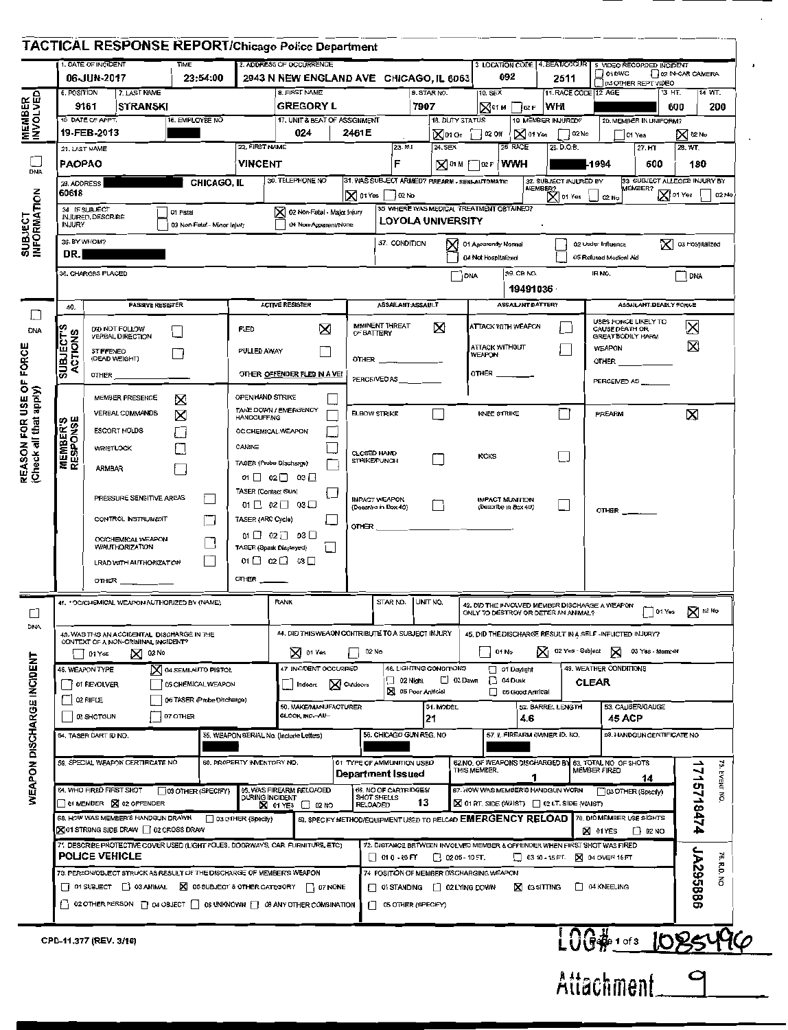# TACTICAL RESPONSE REPORT/Chicago Police Department

| 1. DATE OF INCIDENT | TIME | 2. ADDRESS OF OCCURRENCE | 3. LOCATION CODE | 4. BEAT/OCCUR | 5. VIDEO RECORDED INCIDENT |
|---|---|---|---|---|---|
| 06-JUN-2017 | 23:54:00 | 2943 N NEW ENGLAND AVE CHICAGO, IL 6063 | 092 | 2511 | ☐ 01 BWC ☐ 02 IN-CAR CAMERA ☐ 03 OTHER REPT VIDEO |

## MEMBER INVOLVED

| 6. POSITION | 7. LAST NAME | 8. FIRST NAME | 9. STAR NO. | 10. SEX | 11. RACE CODE | 12. AGE | 13. HT. | 14. WT. |
|---|---|---|---|---|---|---|---|---|
| 9161 | STRANSKI | GREGORY L | 7907 | ☒ 01 M ☐ 02 F | WHI | [REDACTED] | 600 | 200 |

| 15. DATE OF APPT. | 16. EMPLOYEE NO. | 17. UNIT & BEAT OF ASSIGNMENT | | 18. DUTY STATUS | 19. MEMBER INJURED? | 20. MEMBER IN UNIFORM? |
|---|---|---|---|---|---|---|
| 19-FEB-2013 | [REDACTED] | 024 | 2461E | ☒ 01 On ☐ 02 Off | ☒ 01 Yes ☐ 02 No | ☐ 01 Yes ☒ 02 No |

## SUBJECT INFORMATION

☐ DNA

| 21. LAST NAME | 22. FIRST NAME | 23. M.I. | 24. SEX | 25. RACE | 26. D.O.B. | 27. HT. | 28. WT. |
|---|---|---|---|---|---|---|---|
| PAOPAO | VINCENT | F | ☒ 01 M ☐ 02 F | WWH | [REDACTED]-1994 | 600 | 180 |

| 29. ADDRESS | 30. TELEPHONE NO. | 31. WAS SUBJECT ARMED? FIREARM - SEMI-AUTOMATIC | 32. SUBJECT INJURED BY MEMBER? | 33. SUBJECT ALLEGED INJURY BY MEMBER? |
|---|---|---|---|---|
| [REDACTED] CHICAGO, IL 60618 | | ☒ 01 Yes ☐ 02 No | ☒ 01 Yes ☐ 02 No | ☒ 01 Yes ☐ 02 No |

34. IF SUBJECT INJURED, DESCRIBE INJURY: ☐ 01 Fatal ☒ 02 Non-Fatal - Major Injury ☐ 03 Non-Fatal - Minor Injury ☐ 04 Non-Apparent/None

35. WHERE WAS MEDICAL TREATMENT OBTAINED? LOYOLA UNIVERSITY

36. BY WHOM? DR. [REDACTED]

37. CONDITION: ☒ 01 Apparently Normal ☐ 02 Under Influence ☒ 03 Hospitalized ☐ 04 Not Hospitalized ☐ 05 Refused Medical Aid

38. CHARGES PLACED: ☐ DNA

39. CB NO.: 19491036

IR NO.: ☐ DNA

## REASON FOR USE OF FORCE (Check all that apply)

☐ DNA

40.

### SUBJECT'S ACTIONS

| PASSIVE RESISTER | | ACTIVE RESISTER | | ASSAILANT ASSAULT | | ASSAILANT BATTERY | | ASSAILANT DEADLY FORCE | |
|---|---|---|---|---|---|---|---|---|---|
| DID NOT FOLLOW VERBAL DIRECTION | ☐ | FLED | ☒ | IMMINENT THREAT OF BATTERY | ☒ | ATTACK WITH WEAPON | ☐ | USES FORCE LIKELY TO CAUSE DEATH OR GREAT BODILY HARM | ☒ |
| STIFFENED (DEAD WEIGHT) | ☐ | PULLED AWAY | ☐ | OTHER ______ | | ATTACK WITHOUT WEAPON | ☐ | WEAPON | ☒ |
| OTHER ______ | | OTHER OFFENDER FLED IN A VEI | | PERCEIVED AS ______ | | OTHER ______ | | OTHER ______ | |
| | | | | | | | | PERCEIVED AS ______ | |

### MEMBER'S RESPONSE

| | | | | | | | | | |
|---|---|---|---|---|---|---|---|---|---|
| MEMBER PRESENCE | ☒ | OPEN HAND STRIKE | ☐ | | | | | | |
| VERBAL COMMANDS | ☒ | TAKE DOWN / EMERGENCY HANDCUFFING | ☐ | ELBOW STRIKE | ☐ | KNEE STRIKE | ☐ | FIREARM | ☒ |
| ESCORT HOLDS | ☐ | OC/CHEMICAL WEAPON | ☐ | | | | | | |
| WRISTLOCK | ☐ | CANINE | ☐ | CLOSED HAND STRIKE/PUNCH | ☐ | KICKS | ☐ | | |
| ARMBAR | ☐ | TASER (Probe Discharge) 01 ☐ 02 ☐ 03 ☐ | ☐ | | | | | | |
| PRESSURE SENSITIVE AREAS | ☐ | TASER (Contact Stun) 01 ☐ 02 ☐ 03 ☐ | ☐ | IMPACT WEAPON (Describe in Box 40) | ☐ | IMPACT MUNITION (Describe in Box 40) | ☐ | OTHER ______ | |
| CONTROL INSTRUMENT | ☐ | TASER (ARC Cycle) 01 ☐ 02 ☐ 03 ☐ | ☐ | OTHER ______ | | | | | |
| OC/CHEMICAL WEAPON W/AUTHORIZATION | ☐ | TASER (Spark Displayed) 01 ☐ 02 ☐ 03 ☐ | ☐ | | | | | | |
| LRAD WITH AUTHORIZATION | ☐ | | | | | | | | |
| OTHER ______ | | OTHER ______ | | | | | | | |

## WEAPON DISCHARGE INCIDENT

☐ DNA

41. OC/CHEMICAL WEAPON AUTHORIZED BY (NAME): | RANK: | STAR NO.: | UNIT NO.:

42. DID THE INVOLVED MEMBER DISCHARGE A WEAPON ONLY TO DESTROY OR DETER AN ANIMAL? ☐ 01 Yes ☒ 02 No

43. WAS THIS AN ACCIDENTAL DISCHARGE IN THE CONTEXT OF A NON-CRIMINAL INCIDENT? ☐ 01 Yes ☒ 02 No

44. DID THIS WEAON CONTRIBUTE TO A SUBJECT INJURY: ☒ 01 Yes ☐ 02 No

45. DID THE DISCHARGE RESULT IN A SELF-INFLICTED INJURY? ☐ 01 No ☒ 02 Yes - Subject ☒ 03 Yes - Member

46. WEAPON TYPE: ☐ 01 REVOLVER ☐ 02 RIFLE ☐ 03 SHOTGUN ☒ 04 SEMI-AUTO PISTOL ☐ 05 CHEMICAL WEAPON ☐ 06 TASER (Probe Discharge) ☐ 07 OTHER

47. INCIDENT OCCURRED: ☐ Indoors ☒ Outdoors

48. LIGHTING CONDITIONS: ☐ 01 Daylight ☐ 02 Night ☐ 03 Dawn ☐ 04 Dusk ☒ 05 Poor Artificial ☐ 06 Good Artificial

49. WEATHER CONDITIONS: CLEAR

| 50. MAKE/MANUFACTURER | 51. MODEL | 52. BARREL LENGTH | 53. CALIBER/GAUGE |
|---|---|---|---|
| GLOCK, INC.--AU-- | 21 | 4.6 | 45 ACP |

| 54. TASER CART ID NO. | 55. WEAPON SERIAL No. (Include Letters) | 56. CHICAGO GUN REG. NO. | 57. F. FIREARM OWNER ID. NO. | 58. HANDGUN CERTIFICATE NO. |
|---|---|---|---|---|
| | [REDACTED] | [REDACTED] | | |

| 59. SPECIAL WEAPON CERTIFICATE NO. | 60. PROPERTY INVENTORY NO. | 61. TYPE OF AMMUNITION USED | 62. NO. OF WEAPONS DISCHARGED BY THIS MEMBER. | 63. TOTAL NO. OF SHOTS MEMBER FIRED |
|---|---|---|---|---|
| | | Department Issued | 1 | 14 |

64. WHO FIRED FIRST SHOT: ☐ 01 MEMBER ☒ 02 OFFENDER ☐ 03 OTHER (SPECIFY)

65. WAS FIREARM RELOADED DURING INCIDENT: ☒ 01 YES ☐ 02 NO

66. NO. OF CARTRIDGES/ SHOT SHELLS RELOADED: 13

67. HOW WAS MEMBER'S HANDGUN WORN: ☒ 01 RT. SIDE (WAIST) ☐ 02 LT. SIDE (WAIST) ☐ 03 OTHER (Specify)

68. HOW WAS MEMBER'S HANDGUN DRAWN: ☒ 01 STRONG SIDE DRAW ☐ 02 CROSS DRAW ☐ 03 OTHER (Specify)

69. SPECIFY METHOD/EQUIPMENT USED TO RELOAD: EMERGENCY RELOAD

70. DID MEMBER USE SIGHTS: ☒ 01 YES ☐ 02 NO

71. DESCRIBE PROTECTIVE COVER USED (LIGHT POLES, DOORWAYS, CAR, FURNITURE, ETC): POLICE VEHICLE

72. DISTANCE BETWEEN INVOLVED MEMBER & OFFENDER WHEN FIRST SHOT WAS FIRED: ☐ 01 0 - 05 FT ☐ 02 05 - 10 FT. ☐ 03 10 - 15 FT. ☒ 04 OVER 15 FT

73. PERSON/OBJECT STRUCK AS RESULT OF THE DISCHARGE OF MEMBER'S WEAPON: ☐ 01 SUBJECT ☐ 03 ANIMAL ☒ 05 SUBJECT & OTHER CATEGORY ☐ 07 NONE ☐ 02 OTHER PERSON ☐ 04 OBJECT ☐ 06 UNKNOWN ☐ 08 ANY OTHER COMBINATION

74. POSITION OF MEMBER DISCHARGING WEAPON: ☐ 01 STANDING ☐ 02 LYING DOWN ☒ 03 SITTING ☐ 04 KNEELING ☐ 05 OTHER (SPECIFY)

75. EVENT NO.: 1715718474

76. R.D. NO.: JA295886

CPD-11.377 (REV. 3/16)

LOG# 1085496

Attachment 9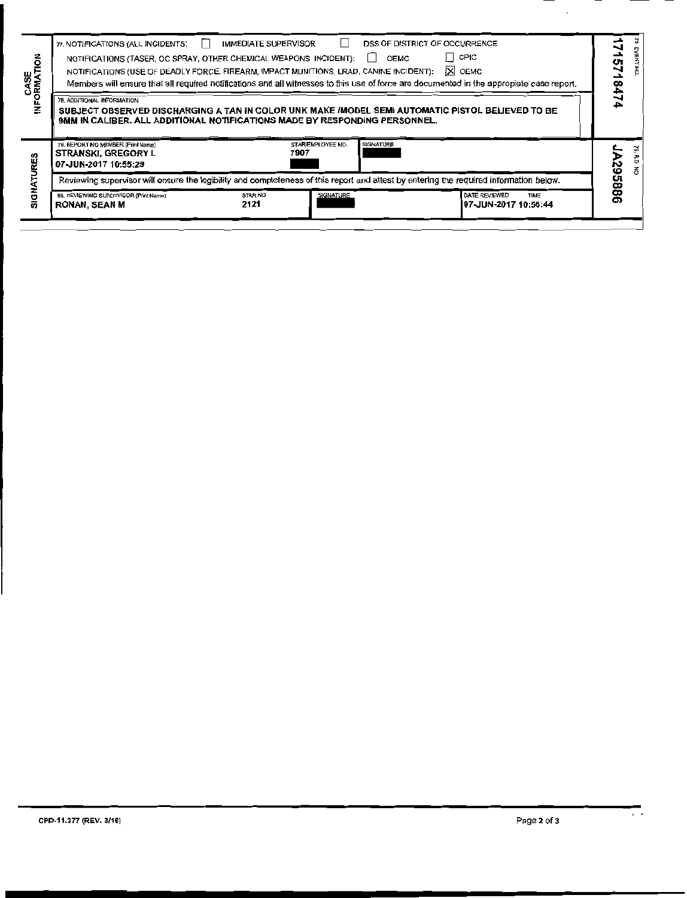## CASE INFORMATION

77. NOTIFICATIONS (ALL INCIDENTS): ☐ IMMEDIATE SUPERVISOR ☐ DSS OF DISTRICT OF OCCURRENCE

NOTIFICATIONS (TASER, OC SPRAY, OTHER CHEMICAL WEAPONS INCIDENT): ☐ OEMC ☐ CPIC

NOTIFICATIONS (USE OF DEADLY FORCE, FIREARM, IMPACT MUNITIONS, LRAD, CANINE INCIDENT): ☒ OEMC

Members will ensure that all required notifications and all witnesses to this use of force are documented in the appropriate case report.

78. ADDITIONAL INFORMATION

**SUBJECT OBSERVED DISCHARGING A TAN IN COLOR UNK MAKE /MODEL SEMI AUTOMATIC PISTOL BELIEVED TO BE 9MM IN CALIBER. ALL ADDITIONAL NOTIFICATIONS MADE BY RESPONDING PERSONNEL.**

75. EVENT NO. 1715718474

## SIGNATURES

| 79. REPORTING MEMBER (Print Name) | STAR/EMPLOYEE NO. | SIGNATURE |
|---|---|---|
| STRANSKI, GREGORY L<br>07-JUN-2017 10:55:29 | 7907<br>[REDACTED] | [REDACTED] |

Reviewing supervisor will ensure the legibility and completeness of this report and attest by entering the required information below.

| 80. REVIEWING SUPERVISOR (Print Name) | STAR NO | SIGNATURE | DATE REVIEWED TIME |
|---|---|---|---|
| RONAN, SEAN M | 2121 | [REDACTED] | 07-JUN-2017 10:56:44 |

76. R.D. NO. JA295886

CPD-11.377 (REV. 3/16)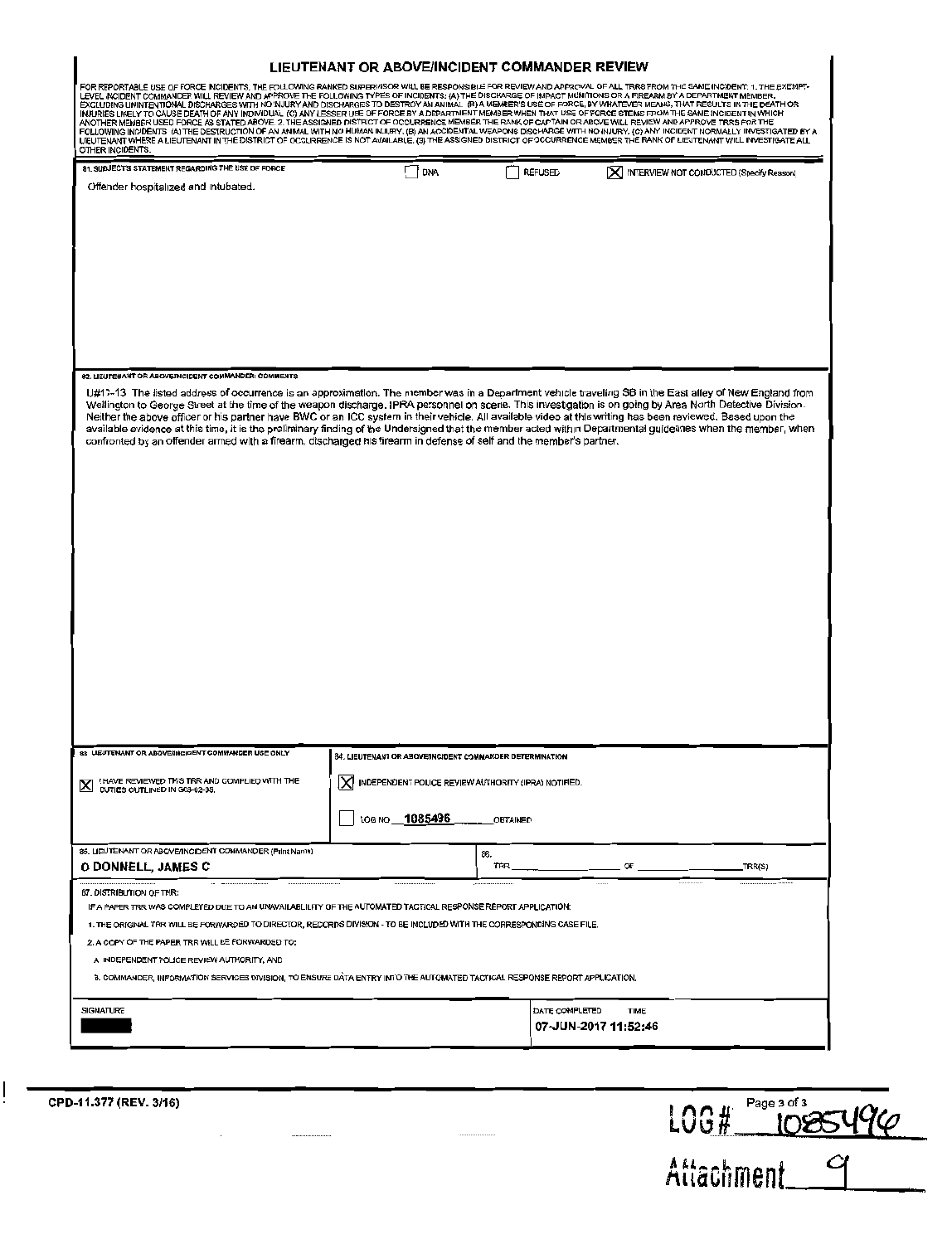## LIEUTENANT OR ABOVE/INCIDENT COMMANDER REVIEW

FOR REPORTABLE USE OF FORCE INCIDENTS, THE FOLLOWING RANKED SUPERVISOR WILL BE RESPONSIBLE FOR REVIEW AND APPROVAL OF ALL TRRS FROM THE SAME INCIDENT: 1. THE EXEMPT-LEVEL INCIDENT COMMANDER WILL REVIEW AND APPROVE THE FOLLOWING TYPES OF INCIDENTS: (A) THE DISCHARGE OF IMPACT MUNITIONS OR A FIREARM BY A DEPARTMENT MEMBER, EXCLUDING UNINTENTIONAL DISCHARGES WITH NO INJURY AND DISCHARGES TO DESTROY AN ANIMAL. (B) A MEMBER'S USE OF FORCE, BY WHATEVER MEANS, THAT RESULTS IN THE DEATH OR INJURIES LIKELY TO CAUSE DEATH OF ANY INDIVIDUAL. (C) ANY LESSER USE OF FORCE BY A DEPARTMENT MEMBER WHEN THAT USE OF FORCE STEMS FROM THE SAME INCIDENT IN WHICH ANOTHER MEMBER USED FORCE AS STATED ABOVE. 2. THE ASSIGNED DISTRICT OF OCCURRENCE MEMBER THE RANK OF CAPTAIN OR ABOVE WILL REVIEW AND APPROVE TRRS FOR THE FOLLOWING INCIDENTS: (A) THE DESTRUCTION OF AN ANIMAL WITH NO HUMAN INJURY. (B) AN ACCIDENTAL WEAPONS DISCHARGE WITH NO INJURY. (C) ANY INCIDENT NORMALLY INVESTIGATED BY A LIEUTENANT WHERE A LIEUTENANT IN THE DISTRICT OF OCCURRENCE IS NOT AVAILABLE. (3) THE ASSIGNED DISTRICT OF OCCURRENCE MEMBER THE RANK OF LIEUTENANT WILL INVESTIGATE ALL OTHER INCIDENTS.

**81. SUBJECT'S STATEMENT REGARDING THE USE OF FORCE** ☐ DNA ☐ REFUSED ☒ INTERVIEW NOT CONDUCTED (Specify Reason)

Offender hospitalized and intubated.

**82. LIEUTENANT OR ABOVE/INCIDENT COMMANDER COMMENTS**

U#17-13 The listed address of occurrence is an approximation. The member was in a Department vehicle traveling SB in the East alley of New England from Wellington to George Street at the time of the weapon discharge. IPRA personnel on scene. This investigation is on going by Area North Detective Division. Neither the above officer or his partner have BWC or an ICC system in their vehicle. All available video at this writing has been reviewed. Based upon the available evidence at this time, it is the preliminary finding of the Undersigned that the member acted within Departmental guidelines when the member, when confronted by an offender armed with a firearm, discharged his firearm in defense of self and the member's partner.

**83. LIEUTENANT OR ABOVE/INCIDENT COMMANDER USE ONLY**

☒ I HAVE REVIEWED THIS TRR AND COMPLIED WITH THE DUTIES OUTLINED IN G03-02-05.

**84. LIEUTENANT OR ABOVE/INCIDENT COMMANDER DETERMINATION**

☒ INDEPENDENT POLICE REVIEW AUTHORITY (IPRA) NOTIFIED.

☐ LOG NO. **1085496** OBTAINED

**85. LIEUTENANT OR ABOVE/INCIDENT COMMANDER (Print Name)**

**O DONNELL, JAMES C**

**86.** TRR ________ OF ________ TRR(S)

**87. DISTRIBUTION OF TRR:**

IF A PAPER TRR WAS COMPLETED DUE TO AN UNAVAILABILITY OF THE AUTOMATED TACTICAL RESPONSE REPORT APPLICATION:

1. THE ORIGINAL TRR WILL BE FORWARDED TO DIRECTOR, RECORDS DIVISION - TO BE INCLUDED WITH THE CORRESPONDING CASE FILE.
2. A COPY OF THE PAPER TRR WILL BE FORWARDED TO:
   A. INDEPENDENT POLICE REVIEW AUTHORITY, AND
   B. COMMANDER, INFORMATION SERVICES DIVISION, TO ENSURE DATA ENTRY INTO THE AUTOMATED TACTICAL RESPONSE REPORT APPLICATION.

| SIGNATURE | DATE COMPLETED / TIME |
|---|---|
| [REDACTED] | 07-JUN-2017 11:52:46 |

CPD-11.377 (REV. 3/16)

LOG# 1085496

Attachment 9